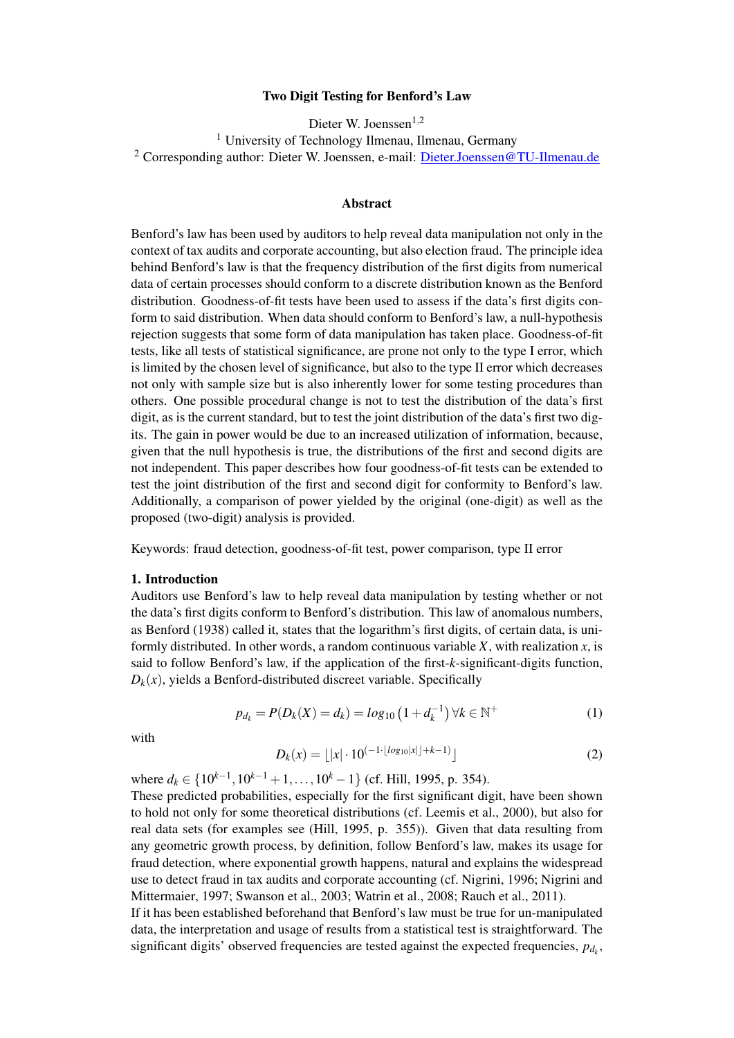# Two Digit Testing for Benford's Law

Dieter W. Joenssen[1,2]

[1] University of Technology Ilmenau, Ilmenau, Germany

[2] Corresponding author: Dieter W. Joenssen, e-mail: Dieter.Joenssen@TU-Ilmenau.de

## Abstract

Benford's law has been used by auditors to help reveal data manipulation not only in the context of tax audits and corporate accounting, but also election fraud. The principle idea behind Benford's law is that the frequency distribution of the first digits from numerical data of certain processes should conform to a discrete distribution known as the Benford distribution. Goodness-of-fit tests have been used to assess if the data's first digits conform to said distribution. When data should conform to Benford's law, a null-hypothesis rejection suggests that some form of data manipulation has taken place. Goodness-of-fit tests, like all tests of statistical significance, are prone not only to the type I error, which is limited by the chosen level of significance, but also to the type II error which decreases not only with sample size but is also inherently lower for some testing procedures than others. One possible procedural change is not to test the distribution of the data's first digit, as is the current standard, but to test the joint distribution of the data's first two digits. The gain in power would be due to an increased utilization of information, because, given that the null hypothesis is true, the distributions of the first and second digits are not independent. This paper describes how four goodness-of-fit tests can be extended to test the joint distribution of the first and second digit for conformity to Benford's law. Additionally, a comparison of power yielded by the original (one-digit) as well as the proposed (two-digit) analysis is provided.

Keywords: fraud detection, goodness-of-fit test, power comparison, type II error

## 1. Introduction

Auditors use Benford's law to help reveal data manipulation by testing whether or not the data's first digits conform to Benford's distribution. This law of anomalous numbers, as Benford (1938) called it, states that the logarithm's first digits, of certain data, is uniformly distributed. In other words, a random continuous variable $X$, with realization $x$, is said to follow Benford's law, if the application of the first-$k$-significant-digits function, $D_k(x)$, yields a Benford-distributed discreet variable. Specifically

$$p_{d_k} = P(D_k(X) = d_k) = log_{10}\left(1 + d_k^{-1}\right) \forall k \in \mathbb{N}^+ \tag{1}$$

with

$$D_k(x) = \lfloor |x| \cdot 10^{(-1 \cdot \lfloor log_{10}|x| \rfloor + k - 1)} \rfloor \tag{2}$$

where $d_k \in \{10^{k-1}, 10^{k-1}+1, \ldots, 10^k - 1\}$ (cf. Hill, 1995, p. 354).

These predicted probabilities, especially for the first significant digit, have been shown to hold not only for some theoretical distributions (cf. Leemis et al., 2000), but also for real data sets (for examples see (Hill, 1995, p. 355)). Given that data resulting from any geometric growth process, by definition, follow Benford's law, makes its usage for fraud detection, where exponential growth happens, natural and explains the widespread use to detect fraud in tax audits and corporate accounting (cf. Nigrini, 1996; Nigrini and Mittermaier, 1997; Swanson et al., 2003; Watrin et al., 2008; Rauch et al., 2011).

If it has been established beforehand that Benford's law must be true for un-manipulated data, the interpretation and usage of results from a statistical test is straightforward. The significant digits' observed frequencies are tested against the expected frequencies, $p_{d_k}$,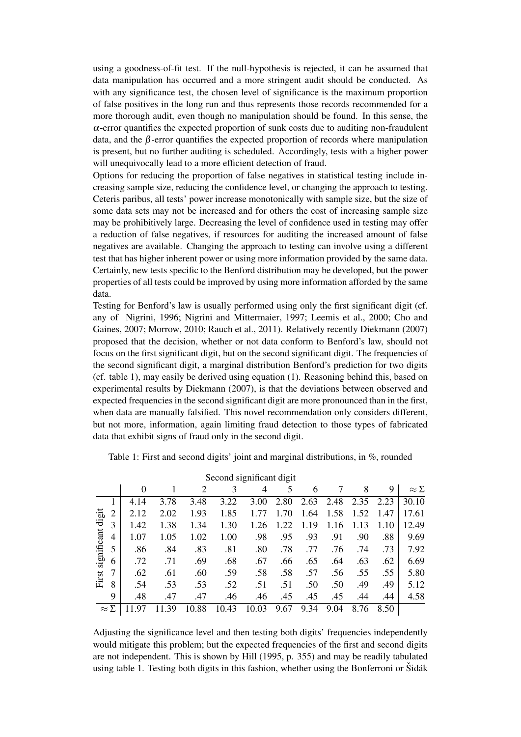using a goodness-of-fit test. If the null-hypothesis is rejected, it can be assumed that data manipulation has occurred and a more stringent audit should be conducted. As with any significance test, the chosen level of significance is the maximum proportion of false positives in the long run and thus represents those records recommended for a more thorough audit, even though no manipulation should be found. In this sense, the $\alpha$-error quantifies the expected proportion of sunk costs due to auditing non-fraudulent data, and the $\beta$-error quantifies the expected proportion of records where manipulation is present, but no further auditing is scheduled. Accordingly, tests with a higher power will unequivocally lead to a more efficient detection of fraud.

Options for reducing the proportion of false negatives in statistical testing include increasing sample size, reducing the confidence level, or changing the approach to testing. Ceteris paribus, all tests' power increase monotonically with sample size, but the size of some data sets may not be increased and for others the cost of increasing sample size may be prohibitively large. Decreasing the level of confidence used in testing may offer a reduction of false negatives, if resources for auditing the increased amount of false negatives are available. Changing the approach to testing can involve using a different test that has higher inherent power or using more information provided by the same data. Certainly, new tests specific to the Benford distribution may be developed, but the power properties of all tests could be improved by using more information afforded by the same data.

Testing for Benford's law is usually performed using only the first significant digit (cf. any of Nigrini, 1996; Nigrini and Mittermaier, 1997; Leemis et al., 2000; Cho and Gaines, 2007; Morrow, 2010; Rauch et al., 2011). Relatively recently Diekmann (2007) proposed that the decision, whether or not data conform to Benford's law, should not focus on the first significant digit, but on the second significant digit. The frequencies of the second significant digit, a marginal distribution Benford's prediction for two digits (cf. table 1), may easily be derived using equation (1). Reasoning behind this, based on experimental results by Diekmann (2007), is that the deviations between observed and expected frequencies in the second significant digit are more pronounced than in the first, when data are manually falsified. This novel recommendation only considers different, but not more, information, again limiting fraud detection to those types of fabricated data that exhibit signs of fraud only in the second digit.

Table 1: First and second digits' joint and marginal distributions, in %, rounded

| First significant digit | Second significant digit: 0 | 1 | 2 | 3 | 4 | 5 | 6 | 7 | 8 | 9 | $\approx \Sigma$ |
|---|---|---|---|---|---|---|---|---|---|---|---|
| 1 | 4.14 | 3.78 | 3.48 | 3.22 | 3.00 | 2.80 | 2.63 | 2.48 | 2.35 | 2.23 | 30.10 |
| 2 | 2.12 | 2.02 | 1.93 | 1.85 | 1.77 | 1.70 | 1.64 | 1.58 | 1.52 | 1.47 | 17.61 |
| 3 | 1.42 | 1.38 | 1.34 | 1.30 | 1.26 | 1.22 | 1.19 | 1.16 | 1.13 | 1.10 | 12.49 |
| 4 | 1.07 | 1.05 | 1.02 | 1.00 | .98 | .95 | .93 | .91 | .90 | .88 | 9.69 |
| 5 | .86 | .84 | .83 | .81 | .80 | .78 | .77 | .76 | .74 | .73 | 7.92 |
| 6 | .72 | .71 | .69 | .68 | .67 | .66 | .65 | .64 | .63 | .62 | 6.69 |
| 7 | .62 | .61 | .60 | .59 | .58 | .58 | .57 | .56 | .55 | .55 | 5.80 |
| 8 | .54 | .53 | .53 | .52 | .51 | .51 | .50 | .50 | .49 | .49 | 5.12 |
| 9 | .48 | .47 | .47 | .46 | .46 | .45 | .45 | .45 | .44 | .44 | 4.58 |
| $\approx \Sigma$ | 11.97 | 11.39 | 10.88 | 10.43 | 10.03 | 9.67 | 9.34 | 9.04 | 8.76 | 8.50 | |

Adjusting the significance level and then testing both digits' frequencies independently would mitigate this problem; but the expected frequencies of the first and second digits are not independent. This is shown by Hill (1995, p. 355) and may be readily tabulated using table 1. Testing both digits in this fashion, whether using the Bonferroni or Šidák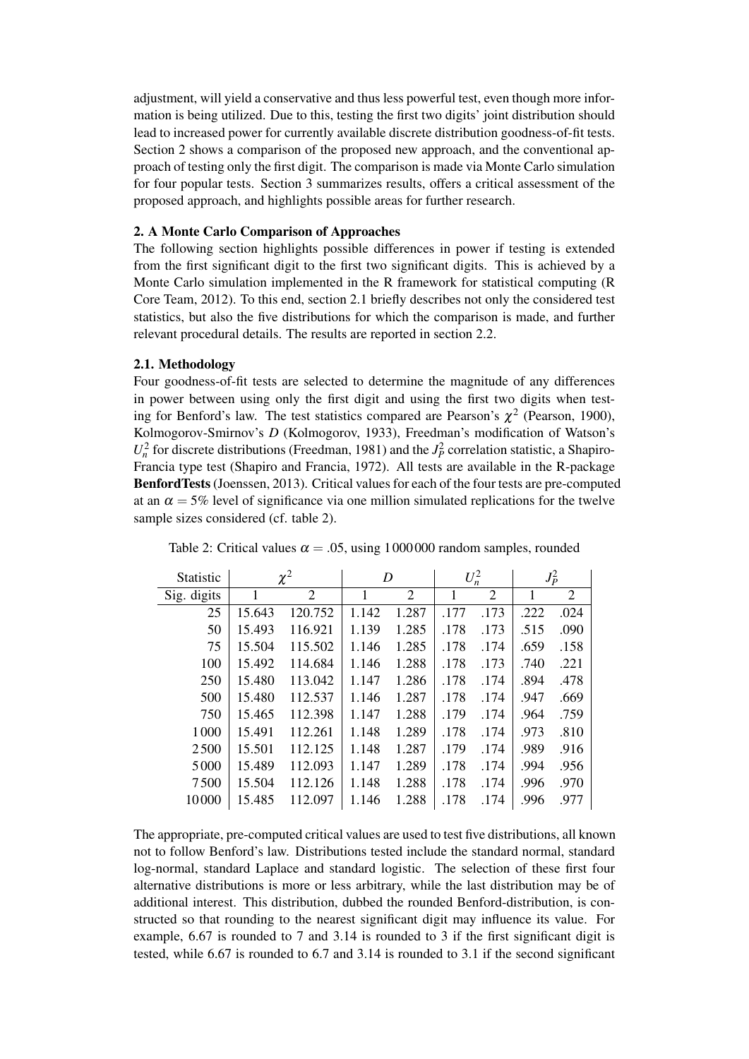adjustment, will yield a conservative and thus less powerful test, even though more information is being utilized. Due to this, testing the first two digits' joint distribution should lead to increased power for currently available discrete distribution goodness-of-fit tests. Section 2 shows a comparison of the proposed new approach, and the conventional approach of testing only the first digit. The comparison is made via Monte Carlo simulation for four popular tests. Section 3 summarizes results, offers a critical assessment of the proposed approach, and highlights possible areas for further research.

## 2. A Monte Carlo Comparison of Approaches

The following section highlights possible differences in power if testing is extended from the first significant digit to the first two significant digits. This is achieved by a Monte Carlo simulation implemented in the R framework for statistical computing (R Core Team, 2012). To this end, section 2.1 briefly describes not only the considered test statistics, but also the five distributions for which the comparison is made, and further relevant procedural details. The results are reported in section 2.2.

### 2.1. Methodology

Four goodness-of-fit tests are selected to determine the magnitude of any differences in power between using only the first digit and using the first two digits when testing for Benford's law. The test statistics compared are Pearson's $\chi^2$ (Pearson, 1900), Kolmogorov-Smirnov's $D$ (Kolmogorov, 1933), Freedman's modification of Watson's $U_n^2$ for discrete distributions (Freedman, 1981) and the $J_P^2$ correlation statistic, a Shapiro-Francia type test (Shapiro and Francia, 1972). All tests are available in the R-package **BenfordTests** (Joenssen, 2013). Critical values for each of the four tests are pre-computed at an $\alpha = 5\%$ level of significance via one million simulated replications for the twelve sample sizes considered (cf. table 2).

Table 2: Critical values $\alpha = .05$, using 1 000 000 random samples, rounded

| Statistic | $\chi^2$ | | $D$ | | $U_n^2$ | | $J_P^2$ | |
|---|---|---|---|---|---|---|---|---|
| Sig. digits | 1 | 2 | 1 | 2 | 1 | 2 | 1 | 2 |
| 25 | 15.643 | 120.752 | 1.142 | 1.287 | .177 | .173 | .222 | .024 |
| 50 | 15.493 | 116.921 | 1.139 | 1.285 | .178 | .173 | .515 | .090 |
| 75 | 15.504 | 115.502 | 1.146 | 1.285 | .178 | .174 | .659 | .158 |
| 100 | 15.492 | 114.684 | 1.146 | 1.288 | .178 | .173 | .740 | .221 |
| 250 | 15.480 | 113.042 | 1.147 | 1.286 | .178 | .174 | .894 | .478 |
| 500 | 15.480 | 112.537 | 1.146 | 1.287 | .178 | .174 | .947 | .669 |
| 750 | 15.465 | 112.398 | 1.147 | 1.288 | .179 | .174 | .964 | .759 |
| 1 000 | 15.491 | 112.261 | 1.148 | 1.289 | .178 | .174 | .973 | .810 |
| 2 500 | 15.501 | 112.125 | 1.148 | 1.287 | .179 | .174 | .989 | .916 |
| 5 000 | 15.489 | 112.093 | 1.147 | 1.289 | .178 | .174 | .994 | .956 |
| 7 500 | 15.504 | 112.126 | 1.148 | 1.288 | .178 | .174 | .996 | .970 |
| 10 000 | 15.485 | 112.097 | 1.146 | 1.288 | .178 | .174 | .996 | .977 |

The appropriate, pre-computed critical values are used to test five distributions, all known not to follow Benford's law. Distributions tested include the standard normal, standard log-normal, standard Laplace and standard logistic. The selection of these first four alternative distributions is more or less arbitrary, while the last distribution may be of additional interest. This distribution, dubbed the rounded Benford-distribution, is constructed so that rounding to the nearest significant digit may influence its value. For example, 6.67 is rounded to 7 and 3.14 is rounded to 3 if the first significant digit is tested, while 6.67 is rounded to 6.7 and 3.14 is rounded to 3.1 if the second significant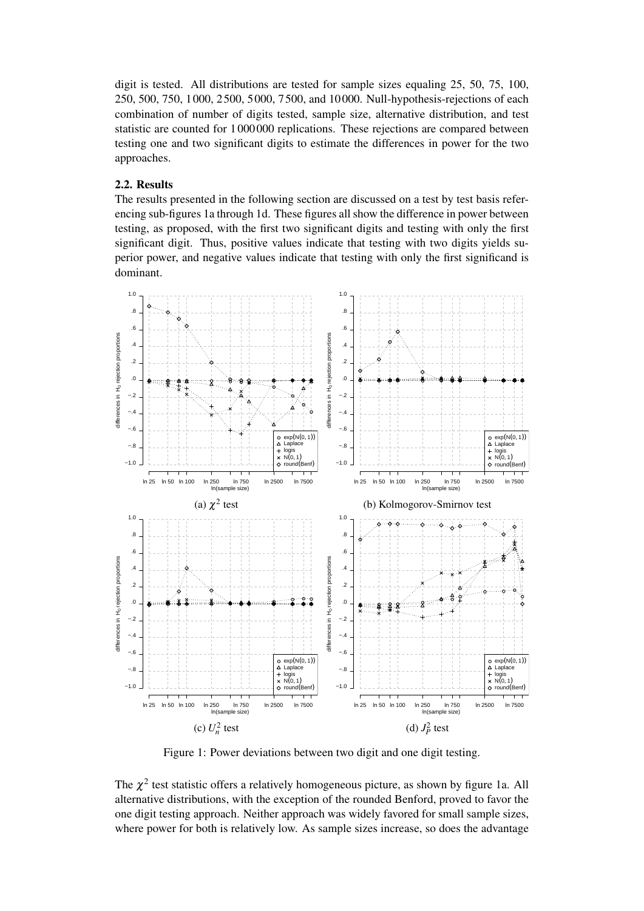digit is tested. All distributions are tested for sample sizes equaling 25, 50, 75, 100, 250, 500, 750, 1 000, 2 500, 5 000, 7 500, and 10 000. Null-hypothesis-rejections of each combination of number of digits tested, sample size, alternative distribution, and test statistic are counted for 1 000 000 replications. These rejections are compared between testing one and two significant digits to estimate the differences in power for the two approaches.

### 2.2. Results

The results presented in the following section are discussed on a test by test basis referencing sub-figures 1a through 1d. These figures all show the difference in power between testing, as proposed, with the first two significant digits and testing with only the first significant digit. Thus, positive values indicate that testing with two digits yields superior power, and negative values indicate that testing with only the first significand is dominant.

(a) $\chi^2$ test

(b) Kolmogorov-Smirnov test

(c) $U_n^2$ test

(d) $J_P^2$ test

Figure 1: Power deviations between two digit and one digit testing.

The $\chi^2$ test statistic offers a relatively homogeneous picture, as shown by figure 1a. All alternative distributions, with the exception of the rounded Benford, proved to favor the one digit testing approach. Neither approach was widely favored for small sample sizes, where power for both is relatively low. As sample sizes increase, so does the advantage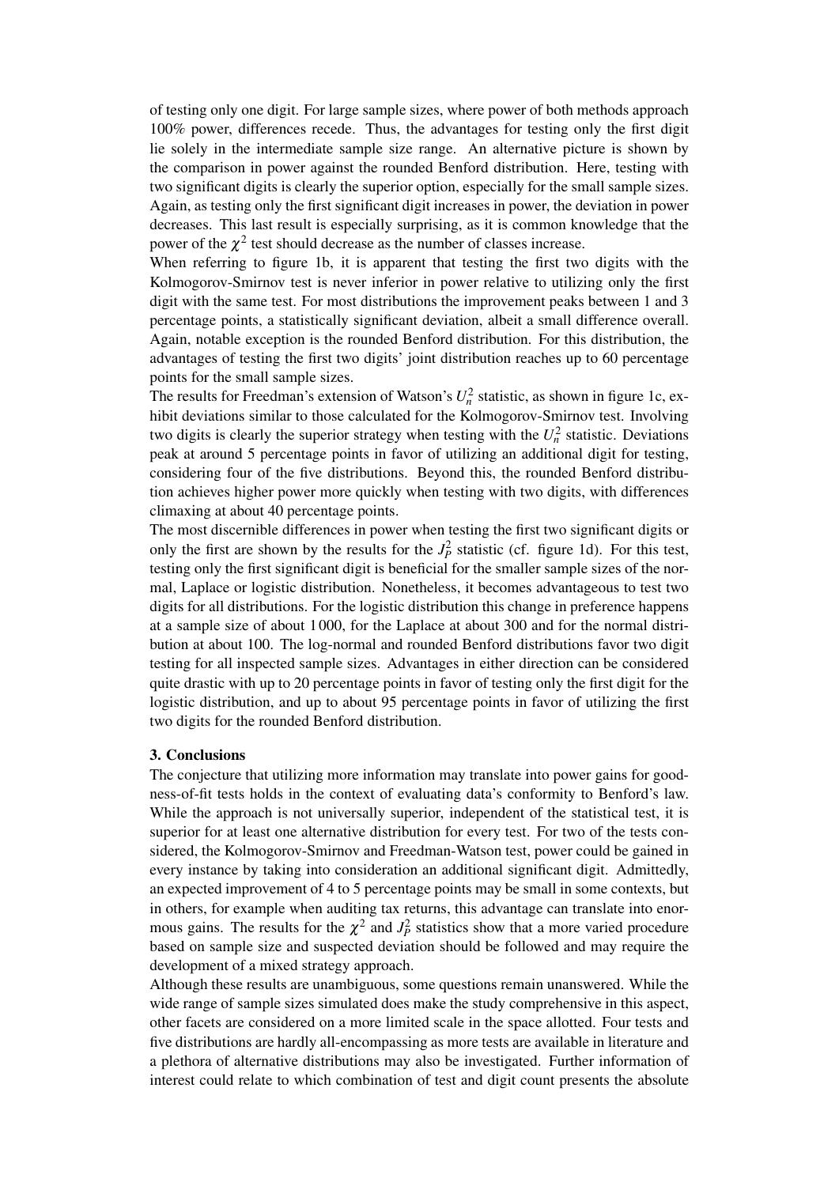of testing only one digit. For large sample sizes, where power of both methods approach 100% power, differences recede. Thus, the advantages for testing only the first digit lie solely in the intermediate sample size range. An alternative picture is shown by the comparison in power against the rounded Benford distribution. Here, testing with two significant digits is clearly the superior option, especially for the small sample sizes. Again, as testing only the first significant digit increases in power, the deviation in power decreases. This last result is especially surprising, as it is common knowledge that the power of the $\chi^2$ test should decrease as the number of classes increase.

When referring to figure 1b, it is apparent that testing the first two digits with the Kolmogorov-Smirnov test is never inferior in power relative to utilizing only the first digit with the same test. For most distributions the improvement peaks between 1 and 3 percentage points, a statistically significant deviation, albeit a small difference overall. Again, notable exception is the rounded Benford distribution. For this distribution, the advantages of testing the first two digits' joint distribution reaches up to 60 percentage points for the small sample sizes.

The results for Freedman's extension of Watson's $U_n^2$ statistic, as shown in figure 1c, exhibit deviations similar to those calculated for the Kolmogorov-Smirnov test. Involving two digits is clearly the superior strategy when testing with the $U_n^2$ statistic. Deviations peak at around 5 percentage points in favor of utilizing an additional digit for testing, considering four of the five distributions. Beyond this, the rounded Benford distribution achieves higher power more quickly when testing with two digits, with differences climaxing at about 40 percentage points.

The most discernible differences in power when testing the first two significant digits or only the first are shown by the results for the $J_P^2$ statistic (cf. figure 1d). For this test, testing only the first significant digit is beneficial for the smaller sample sizes of the normal, Laplace or logistic distribution. Nonetheless, it becomes advantageous to test two digits for all distributions. For the logistic distribution this change in preference happens at a sample size of about 1 000, for the Laplace at about 300 and for the normal distribution at about 100. The log-normal and rounded Benford distributions favor two digit testing for all inspected sample sizes. Advantages in either direction can be considered quite drastic with up to 20 percentage points in favor of testing only the first digit for the logistic distribution, and up to about 95 percentage points in favor of utilizing the first two digits for the rounded Benford distribution.

### 3. Conclusions

The conjecture that utilizing more information may translate into power gains for goodness-of-fit tests holds in the context of evaluating data's conformity to Benford's law. While the approach is not universally superior, independent of the statistical test, it is superior for at least one alternative distribution for every test. For two of the tests considered, the Kolmogorov-Smirnov and Freedman-Watson test, power could be gained in every instance by taking into consideration an additional significant digit. Admittedly, an expected improvement of 4 to 5 percentage points may be small in some contexts, but in others, for example when auditing tax returns, this advantage can translate into enormous gains. The results for the $\chi^2$ and $J_P^2$ statistics show that a more varied procedure based on sample size and suspected deviation should be followed and may require the development of a mixed strategy approach.

Although these results are unambiguous, some questions remain unanswered. While the wide range of sample sizes simulated does make the study comprehensive in this aspect, other facets are considered on a more limited scale in the space allotted. Four tests and five distributions are hardly all-encompassing as more tests are available in literature and a plethora of alternative distributions may also be investigated. Further information of interest could relate to which combination of test and digit count presents the absolute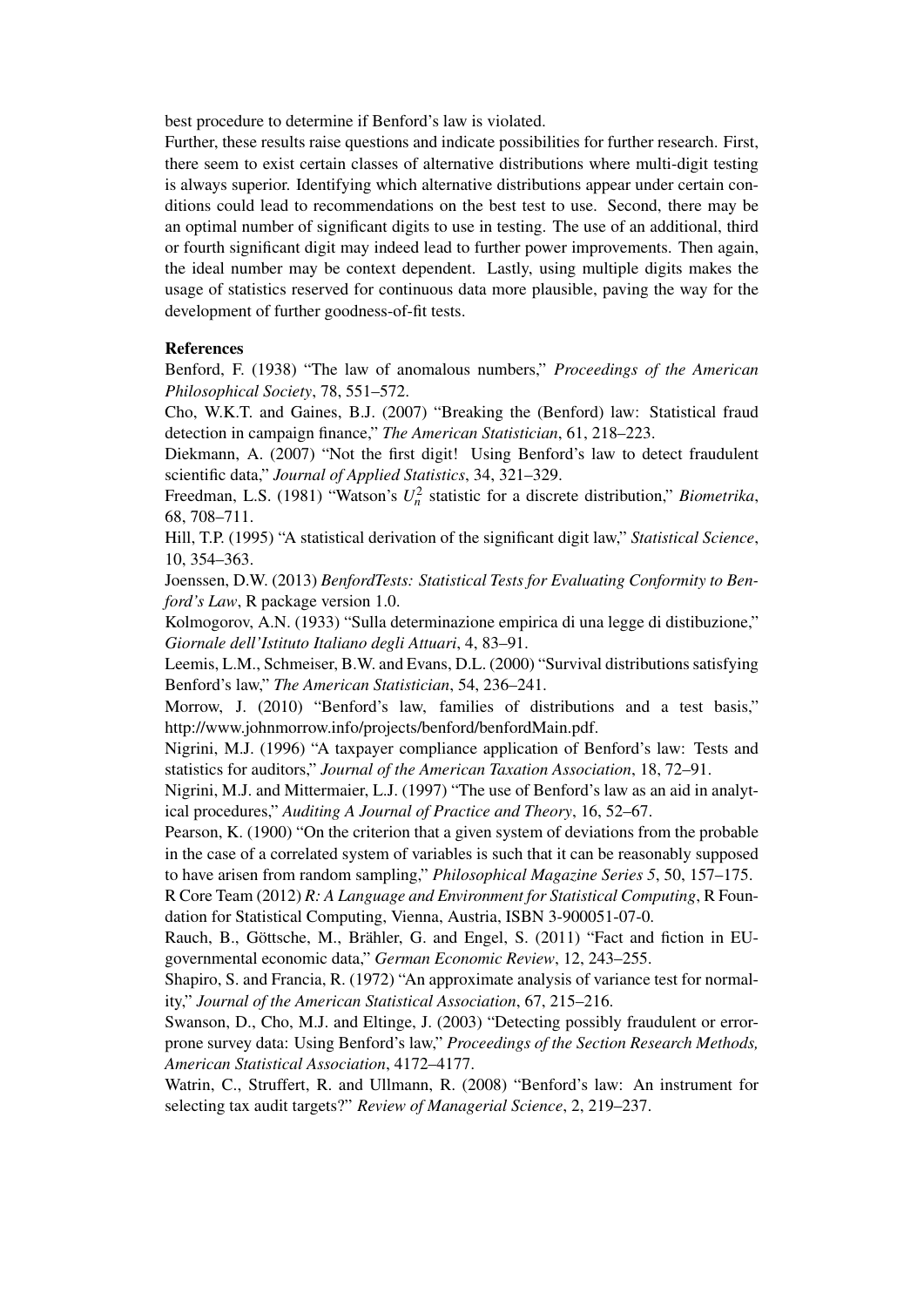best procedure to determine if Benford's law is violated.

Further, these results raise questions and indicate possibilities for further research. First, there seem to exist certain classes of alternative distributions where multi-digit testing is always superior. Identifying which alternative distributions appear under certain conditions could lead to recommendations on the best test to use. Second, there may be an optimal number of significant digits to use in testing. The use of an additional, third or fourth significant digit may indeed lead to further power improvements. Then again, the ideal number may be context dependent. Lastly, using multiple digits makes the usage of statistics reserved for continuous data more plausible, paving the way for the development of further goodness-of-fit tests.

**References**

Benford, F. (1938) "The law of anomalous numbers," *Proceedings of the American Philosophical Society*, 78, 551–572.

Cho, W.K.T. and Gaines, B.J. (2007) "Breaking the (Benford) law: Statistical fraud detection in campaign finance," *The American Statistician*, 61, 218–223.

Diekmann, A. (2007) "Not the first digit! Using Benford's law to detect fraudulent scientific data," *Journal of Applied Statistics*, 34, 321–329.

Freedman, L.S. (1981) "Watson's $U_n^2$ statistic for a discrete distribution," *Biometrika*, 68, 708–711.

Hill, T.P. (1995) "A statistical derivation of the significant digit law," *Statistical Science*, 10, 354–363.

Joenssen, D.W. (2013) *BenfordTests: Statistical Tests for Evaluating Conformity to Benford's Law*, R package version 1.0.

Kolmogorov, A.N. (1933) "Sulla determinazione empirica di una legge di distibuzione," *Giornale dell'Istituto Italiano degli Attuari*, 4, 83–91.

Leemis, L.M., Schmeiser, B.W. and Evans, D.L. (2000) "Survival distributions satisfying Benford's law," *The American Statistician*, 54, 236–241.

Morrow, J. (2010) "Benford's law, families of distributions and a test basis," http://www.johnmorrow.info/projects/benford/benfordMain.pdf.

Nigrini, M.J. (1996) "A taxpayer compliance application of Benford's law: Tests and statistics for auditors," *Journal of the American Taxation Association*, 18, 72–91.

Nigrini, M.J. and Mittermaier, L.J. (1997) "The use of Benford's law as an aid in analytical procedures," *Auditing A Journal of Practice and Theory*, 16, 52–67.

Pearson, K. (1900) "On the criterion that a given system of deviations from the probable in the case of a correlated system of variables is such that it can be reasonably supposed to have arisen from random sampling," *Philosophical Magazine Series 5*, 50, 157–175.

R Core Team (2012) *R: A Language and Environment for Statistical Computing*, R Foundation for Statistical Computing, Vienna, Austria, ISBN 3-900051-07-0.

Rauch, B., Göttsche, M., Brähler, G. and Engel, S. (2011) "Fact and fiction in EU-governmental economic data," *German Economic Review*, 12, 243–255.

Shapiro, S. and Francia, R. (1972) "An approximate analysis of variance test for normality," *Journal of the American Statistical Association*, 67, 215–216.

Swanson, D., Cho, M.J. and Eltinge, J. (2003) "Detecting possibly fraudulent or error-prone survey data: Using Benford's law," *Proceedings of the Section Research Methods, American Statistical Association*, 4172–4177.

Watrin, C., Struffert, R. and Ullmann, R. (2008) "Benford's law: An instrument for selecting tax audit targets?" *Review of Managerial Science*, 2, 219–237.